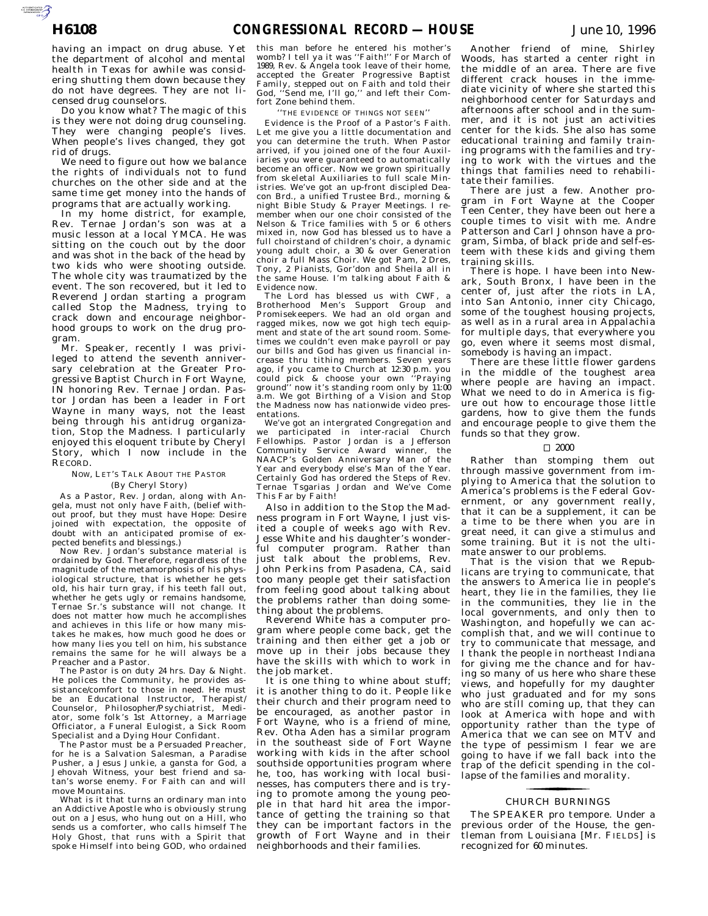having an impact on drug abuse. Yet the department of alcohol and mental health in Texas for awhile was considering shutting them down because they do not have degrees. They are not licensed drug counselors.

Do you know what? The magic of this is they were not doing drug counseling. They were changing people's lives. When people's lives changed, they got rid of drugs.

We need to figure out how we balance the rights of individuals not to fund churches on the other side and at the same time get money into the hands of programs that are actually working.

In my home district, for example, Rev. Ternae Jordan's son was at a music lesson at a local YMCA. He was sitting on the couch out by the door and was shot in the back of the head by two kids who were shooting outside. The whole city was traumatized by the event. The son recovered, but it led to Reverend Jordan starting a program called Stop the Madness, trying to crack down and encourage neighborhood groups to work on the drug program.

Mr. Speaker, recently I was privileged to attend the seventh anniversary celebration at the Greater Progressive Baptist Church in Fort Wayne, IN honoring Rev. Ternae Jordan. Pastor Jordan has been a leader in Fort Wayne in many ways, not the least being through his antidrug organization, Stop the Madness. I particularly enjoyed this eloquent tribute by Cheryl Story, which I now include in the RECORD.

NOW, LET'S TALK ABOUT THE PASTOR

(By Cheryl Story)

As a Pastor, Rev. Jordan, along with Angela, must not only have Faith, (belief without proof, but they must have Hope: Desire joined with expectation, the opposite of doubt with an anticipated promise of expected benefits and blessings.)

Now Rev. Jordan's substance material is ordained by God. Therefore, regardless of the magnitude of the metamorphosis of his physiological structure, that is whether he gets old, his hair turn gray, if his teeth fall out, whether he gets ugly or remains handsome, Ternae Sr.'s substance will not change. It does not matter how much he accomplishes and achieves in this life or how many mistakes he makes, how much good he does or how many lies you tell on him, his substance remains the same for he will always be a Preacher and a Pastor.

The Pastor is on duty 24 hrs. Day & Night. He polices the Community, he provides assistance/comfort to those in need. He must be an Educational Instructor, Therapist/Counselor, Philosopher/Psychiatrist, Mediator, some folk's 1st Attorney, a Marriage Officiator, a Funeral Eulogist, a Sick Room Specialist and a Dying Hour Confidant.

The Pastor must be a Persuaded Preacher, for he is a Salvation Salesman, a Paradise Pusher, a Jesus Junkie, a gansta for God, a Jehovah Witness, your best friend and satan's worse enemy. For Faith can and will move Mountains.

What is it that turns an ordinary man into an Addictive Apostle who is obviously strung out on a Jesus, who hung out on a Hill, who sends us a comforter, who calls himself The Holy Ghost, that runs with a Spirit that spoke Himself into being GOD, who ordained this man before he entered his mother's womb? I tell ya it was ''Faith!'' For March of 1989, Rev. & Angela took leave of their home, accepted the Greater Progressive Baptist Family, stepped out on Faith and told their God, ''Send me, I'll go,'' and left their Comfort Zone behind them.

''THE EVIDENCE OF THINGS NOT SEEN''

Evidence is the Proof of a Pastor's Faith. Let me give you a little documentation and you can determine the truth. When Pastor arrived, if you joined one of the four Auxiliaries you were guaranteed to automatically become an officer. Now we grown spiritually from skeletal Auxiliaries to full scale Ministries. We've got an up-front discipled Deacon Brd., a unified Trustee Brd., morning & night Bible Study & Prayer Meetings. I remember when our one choir consisted of the Nelson & Trice families with 5 or 6 others mixed in, now God has blessed us to have a full choirstand of children's choir, a dynamic young adult choir, a 30 & over Generation choir a full Mass Choir. We got Pam, 2 Dres, Tony, 2 Pianists, Gor'don and Sheila all in the same House. I'm talking about Faith & Evidence now.

The Lord has blessed us with CWF, a Brotherhood Men's Support Group and Promisekeepers. We had an old organ and ragged mikes, now we got high tech equipment and state of the art sound room. Sometimes we couldn't even make payroll or pay our bills and God has given us financial increase thru tithing members. Seven years ago, if you came to Church at 12:30 p.m. you could pick & choose your own ''Praying ground'' now it's standing room only by 11:00 a.m. We got Birthing of a Vision and Stop the Madness now has nationwide video presentations.

We've got an intergrated Congregation and we participated in inter-racial Church Fellowhips. Pastor Jordan is a Jefferson Community Service Award winner, the NAACP's Golden Anniversary Man of the Year and everybody else's Man of the Year. Certainly God has ordered the Steps of Rev. Ternae Tsgarias Jordan and We've Come This Far by Faith!

Also in addition to the Stop the Madness program in Fort Wayne, I just visited a couple of weeks ago with Rev. Jesse White and his daughter's wonderful computer program. Rather than just talk about the problems, Rev. John Perkins from Pasadena, CA, said too many people get their satisfaction from feeling good about talking about the problems rather than doing something about the problems.

Reverend White has a computer program where people come back, get the training and then either get a job or move up in their jobs because they have the skills with which to work in the job market.

It is one thing to whine about stuff; it is another thing to do it. People like their church and their program need to be encouraged, as another pastor in Fort Wayne, who is a friend of mine, Rev. Otha Aden has a similar program in the southeast side of Fort Wayne working with kids in the after school southside opportunities program where he, too, has working with local businesses, has computers there and is trying to promote among the young people in that hard hit area the importance of getting the training so that they can be important factors in the growth of Fort Wayne and in their neighborhoods and their families.

Another friend of mine, Shirley Woods, has started a center right in the middle of an area. There are five different crack houses in the immediate vicinity of where she started this neighborhood center for Saturdays and afternoons after school and in the summer, and it is not just an activities center for the kids. She also has some educational training and family training programs with the families and trying to work with the virtues and the things that families need to rehabilitate their families.

There are just a few. Another program in Fort Wayne at the Cooper Teen Center, they have been out here a couple times to visit with me. Andre Patterson and Carl Johnson have a program, Simba, of black pride and self-esteem with these kids and giving them training skills.

There is hope. I have been into Newark, South Bronx, I have been in the center of, just after the riots in LA, into San Antonio, inner city Chicago, some of the toughest housing projects, as well as in a rural area in Appalachia for multiple days, that everywhere you go, even where it seems most dismal, somebody is having an impact.

There are these little flower gardens in the middle of the toughest area where people are having an impact. What we need to do in America is figure out how to encourage those little gardens, how to give them the funds and encourage people to give them the funds so that they grow.

□ 2000

Rather than stomping them out through massive government from implying to America that the solution to America's problems is the Federal Government, or any government really, that it can be a supplement, it can be a time to be there when you are in great need, it can give a stimulus and some training. But it is not the ultimate answer to our problems.

That is the vision that we Republicans are trying to communicate, that the answers to America lie in people's heart, they lie in the families, they lie in the communities, they lie in the local governments, and only then to Washington, and hopefully we can accomplish that, and we will continue to try to communicate that message, and I thank the people in northeast Indiana for giving me the chance and for having so many of us here who share these views, and hopefully for my daughter who just graduated and for my sons who are still coming up, that they can look at America with hope and with opportunity rather than the type of America that we can see on MTV and the type of pessimism I fear we are going to have if we fall back into the trap of the deficit spending in the collapse of the families and morality.

## CHURCH BURNINGS

The SPEAKER pro tempore. Under a previous order of the House, the gentleman from Louisiana [Mr. FIELDS] is recognized for 60 minutes.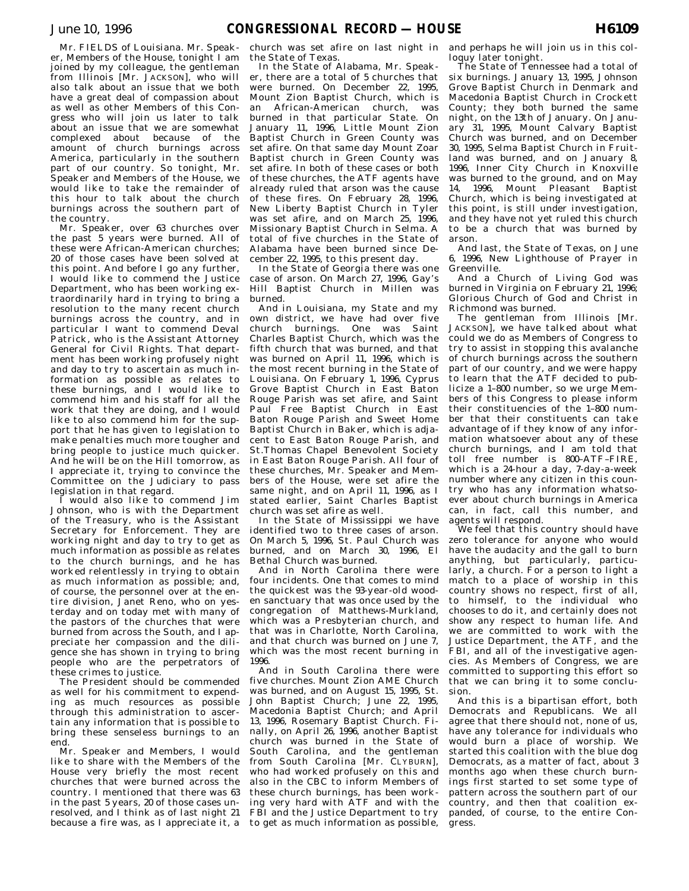Mr. FIELDS of Louisiana. Mr. Speaker, Members of the House, tonight I am joined by my colleague, the gentleman from Illinois [Mr. JACKSON], who will also talk about an issue that we both have a great deal of compassion about as well as other Members of this Congress who will join us later to talk about an issue that we are somewhat complexed about because of the amount of church burnings across America, particularly in the southern part of our country. So tonight, Mr. Speaker and Members of the House, we would like to take the remainder of this hour to talk about the church burnings across the southern part of the country.

Mr. Speaker, over 63 churches over the past 5 years were burned. All of these were African-American churches; 20 of those cases have been solved at this point. And before I go any further, I would like to commend the Justice Department, who has been working extraordinarily hard in trying to bring a resolution to the many recent church burnings across the country, and in particular I want to commend Deval Patrick, who is the Assistant Attorney General for Civil Rights. That department has been working profusely night and day to try to ascertain as much information as possible as relates to these burnings, and I would like to commend him and his staff for all the work that they are doing, and I would like to also commend him for the support that he has given to legislation to make penalties much more tougher and bring people to justice much quicker. And he will be on the Hill tomorrow, as I appreciate it, trying to convince the Committee on the Judiciary to pass legislation in that regard.

I would also like to commend Jim Johnson, who is with the Department of the Treasury, who is the Assistant Secretary for Enforcement. They are working night and day to try to get as much information as possible as relates to the church burnings, and he has worked relentlessly in trying to obtain as much information as possible; and, of course, the personnel over at the entire division, Janet Reno, who on yesterday and on today met with many of the pastors of the churches that were burned from across the South, and I appreciate her compassion and the diligence she has shown in trying to bring people who are the perpetrators of these crimes to justice.

The President should be commended as well for his commitment to expending as much resources as possible through this administration to ascertain any information that is possible to bring these senseless burnings to an end.

Mr. Speaker and Members, I would like to share with the Members of the House very briefly the most recent churches that were burned across the country. I mentioned that there was 63 in the past 5 years, 20 of those cases unresolved, and I think as of last night 21 because a fire was, as I appreciate it, a church was set afire on last night in the State of Texas.

In the State of Alabama, Mr. Speaker, there are a total of 5 churches that were burned. On December 22, 1995, Mount Zion Baptist Church, which is an African-American church, was burned in that particular State. On January 11, 1996, Little Mount Zion Baptist Church in Green County was set afire. On that same day Mount Zoar Baptist church in Green County was set afire. In both of these cases or both of these churches, the ATF agents have already ruled that arson was the cause of these fires. On February 28, 1996, New Liberty Baptist Church in Tyler was set afire, and on March 25, 1996, Missionary Baptist Church in Selma. A total of five churches in the State of Alabama have been burned since December 22, 1995, to this present day.

In the State of Georgia there was one case of arson. On March 27, 1996, Gay's Hill Baptist Church in Millen was burned.

And in Louisiana, my State and my own district, we have had over five church burnings. One was Saint Charles Baptist Church, which was the fifth church that was burned, and that was burned on April 11, 1996, which is the most recent burning in the State of Louisiana. On February 1, 1996, Cyprus Grove Baptist Church in East Baton Rouge Parish was set afire, and Saint Paul Free Baptist Church in East Baton Rouge Parish and Sweet Home Baptist Church in Baker, which is adjacent to East Baton Rouge Parish, and St.Thomas Chapel Benevolent Society in East Baton Rouge Parish. All four of these churches, Mr. Speaker and Members of the House, were set afire the same night, and on April 11, 1996, as I stated earlier, Saint Charles Baptist church was set afire as well.

In the State of Mississippi we have identified two to three cases of arson. On March 5, 1996, St. Paul Church was burned, and on March 30, 1996, El Bethal Church was burned.

And in North Carolina there were four incidents. One that comes to mind the quickest was the 93-year-old wooden sanctuary that was once used by the congregation of Matthews-Murkland, which was a Presbyterian church, and that was in Charlotte, North Carolina, and that church was burned on June 7, which was the most recent burning in 1996.

And in South Carolina there were five churches. Mount Zion AME Church was burned, and on August 15, 1995, St. John Baptist Church; June 22, 1995, Macedonia Baptist Church; and April 13, 1996, Rosemary Baptist Church. Finally, on April 26, 1996, another Baptist church was burned in the State of South Carolina, and the gentleman from South Carolina [Mr. CLYBURN], who had worked profusely on this and also in the CBC to inform Members of these church burnings, has been working very hard with ATF and with the FBI and the Justice Department to try to get as much information as possible, and perhaps he will join us in this colloquy later tonight.

The State of Tennessee had a total of six burnings. January 13, 1995, Johnson Grove Baptist Church in Denmark and Macedonia Baptist Church in Crockett County; they both burned the same night, on the 13th of January. On January 31, 1995, Mount Calvary Baptist Church was burned, and on December 30, 1995, Selma Baptist Church in Fruitland was burned, and on January 8, 1996, Inner City Church in Knoxville was burned to the ground, and on May 14, 1996, Mount Pleasant Baptist Church, which is being investigated at this point, is still under investigation, and they have not yet ruled this church to be a church that was burned by arson.

And last, the State of Texas, on June 6, 1996, New Lighthouse of Prayer in Greenville.

And a Church of Living God was burned in Virginia on February 21, 1996; Glorious Church of God and Christ in Richmond was burned.

The gentleman from Illinois [Mr. JACKSON], we have talked about what could we do as Members of Congress to try to assist in stopping this avalanche of church burnings across the southern part of our country, and we were happy to learn that the ATF decided to publicize a 1–800 number, so we urge Members of this Congress to please inform their constituencies of the 1–800 number that their constituents can take advantage of if they know of any information whatsoever about any of these church burnings, and I am told that toll free number is 800–ATF–FIRE, which is a 24-hour a day, 7-day-a-week number where any citizen in this country who has any information whatsoever about church burnings in America can, in fact, call this number, and agents will respond.

We feel that this country should have zero tolerance for anyone who would have the audacity and the gall to burn anything, but particularly, particularly, a church. For a person to light a match to a place of worship in this country shows no respect, first of all, to himself, to the individual who chooses to do it, and certainly does not show any respect to human life. And we are committed to work with the Justice Department, the ATF, and the FBI, and all of the investigative agencies. As Members of Congress, we are committed to supporting this effort so that we can bring it to some conclusion.

And this is a bipartisan effort, both Democrats and Republicans. We all agree that there should not, none of us, have any tolerance for individuals who would burn a place of worship. We started this coalition with the blue dog Democrats, as a matter of fact, about 3 months ago when these church burnings first started to set some type of pattern across the southern part of our country, and then that coalition expanded, of course, to the entire Congress.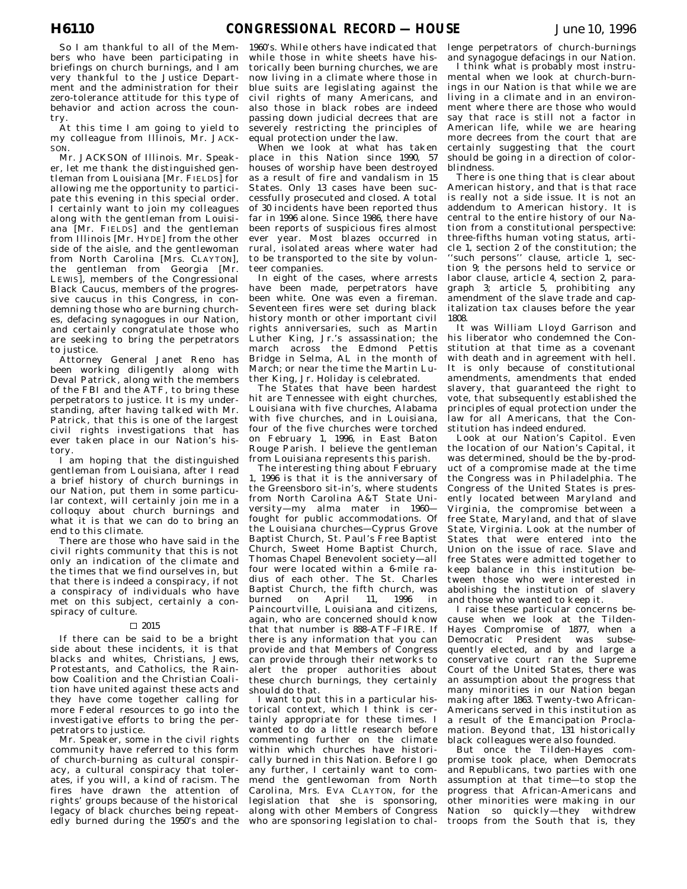So I am thankful to all of the Members who have been participating in briefings on church burnings, and I am very thankful to the Justice Department and the administration for their zero-tolerance attitude for this type of behavior and action across the country.

At this time I am going to yield to my colleague from Illinois, Mr. JACKSON.

Mr. JACKSON of Illinois. Mr. Speaker, let me thank the distinguished gentleman from Louisiana [Mr. FIELDS] for allowing me the opportunity to participate this evening in this special order. I certainly want to join my colleagues along with the gentleman from Louisiana [Mr. FIELDS] and the gentleman from Illinois [Mr. HYDE] from the other side of the aisle, and the gentlewoman from North Carolina [Mrs. CLAYTON], the gentleman from Georgia [Mr. LEWIS], members of the Congressional Black Caucus, members of the progressive caucus in this Congress, in condemning those who are burning churches, defacing synagogues in our Nation, and certainly congratulate those who are seeking to bring the perpetrators to justice.

Attorney General Janet Reno has been working diligently along with Deval Patrick, along with the members of the FBI and the ATF, to bring these perpetrators to justice. It is my understanding, after having talked with Mr. Patrick, that this is one of the largest civil rights investigations that has ever taken place in our Nation's history.

I am hoping that the distinguished gentleman from Louisiana, after I read a brief history of church burnings in our Nation, put them in some particular context, will certainly join me in a colloquy about church burnings and what it is that we can do to bring an end to this climate.

There are those who have said in the civil rights community that this is not only an indication of the climate and the times that we find ourselves in, but that there is indeed a conspiracy, if not a conspiracy of individuals who have met on this subject, certainly a conspiracy of culture.

□ 2015

If there can be said to be a bright side about these incidents, it is that blacks and whites, Christians, Jews, Protestants, and Catholics, the Rainbow Coalition and the Christian Coalition have united against these acts and they have come together calling for more Federal resources to go into the investigative efforts to bring the perpetrators to justice.

Mr. Speaker, some in the civil rights community have referred to this form of church-burning as cultural conspiracy, a cultural conspiracy that tolerates, if you will, a kind of racism. The fires have drawn the attention of rights' groups because of the historical legacy of black churches being repeatedly burned during the 1950's and the 1960's. While others have indicated that while those in white sheets have historically been burning churches, we are now living in a climate where those in blue suits are legislating against the civil rights of many Americans, and also those in black robes are indeed passing down judicial decrees that are severely restricting the principles of equal protection under the law.

When we look at what has taken place in this Nation since 1990, 57 houses of worship have been destroyed as a result of fire and vandalism in 15 States. Only 13 cases have been successfully prosecuted and closed. A total of 30 incidents have been reported thus far in 1996 alone. Since 1986, there have been reports of suspicious fires almost ever year. Most blazes occurred in rural, isolated areas where water had to be transported to the site by volunteer companies.

In eight of the cases, where arrests have been made, perpetrators have been white. One was even a fireman. Seventeen fires were set during black history month or other important civil rights anniversaries, such as Martin Luther King, Jr.'s assassination; the march across the Edmond Pettis Bridge in Selma, AL in the month of March; or near the time the Martin Luther King, Jr. Holiday is celebrated.

The States that have been hardest hit are Tennessee with eight churches, Louisiana with five churches, Alabama with five churches, and in Louisiana, four of the five churches were torched on February 1, 1996, in East Baton Rouge Parish. I believe the gentleman from Louisiana represents this parish.

The interesting thing about February 1, 1996 is that it is the anniversary of the Greensboro sit-in's, where students from North Carolina A&T State University—my alma mater in 1960—fought for public accommodations. Of the Louisiana churches—Cyprus Grove Baptist Church, St. Paul's Free Baptist Church, Sweet Home Baptist Church, Thomas Chapel Benevolent society—all four were located within a 6-mile radius of each other. The St. Charles Baptist Church, the fifth church, was burned on April 11, 1996 in Paincourtville, Louisiana and citizens, again, who are concerned should know that that number is 888–ATF–FIRE. If there is any information that you can provide and that Members of Congress can provide through their networks to alert the proper authorities about these church burnings, they certainly should do that.

I want to put this in a particular historical context, which I think is certainly appropriate for these times. I wanted to do a little research before commenting further on the climate within which churches have historically burned in this Nation. Before I go any further, I certainly want to commend the gentlewoman from North Carolina, Mrs. EVA CLAYTON, for the legislation that she is sponsoring, along with other Members of Congress who are sponsoring legislation to challenge perpetrators of church-burnings and synagogue defacings in our Nation.

I think what is probably most instrumental when we look at church-burnings in our Nation is that while we are living in a climate and in an environment where there are those who would say that race is still not a factor in American life, while we are hearing more decrees from the court that are certainly suggesting that the court should be going in a direction of colorblindness.

There is one thing that is clear about American history, and that is that race is really not a side issue. It is not an addendum to American history. It is central to the entire history of our Nation from a constitutional perspective: three-fifths human voting status, article 1, section 2 of the constitution; the ''such persons'' clause, article 1, section 9; the persons held to service or labor clause, article 4, section 2, paragraph 3; article 5, prohibiting any amendment of the slave trade and capitalization tax clauses before the year 1808.

It was William Lloyd Garrison and his liberator who condemned the Constitution at that time as a covenant with death and in agreement with hell. It is only because of constitutional amendments, amendments that ended slavery, that guaranteed the right to vote, that subsequently established the principles of equal protection under the law for all Americans, that the Constitution has indeed endured.

Look at our Nation's Capitol. Even the location of our Nation's Capital, it was determined, should be the by-product of a compromise made at the time the Congress was in Philadelphia. The Congress of the United States is presently located between Maryland and Virginia, the compromise between a free State, Maryland, and that of slave State, Virginia. Look at the number of States that were entered into the Union on the issue of race. Slave and free States were admitted together to keep balance in this institution between those who were interested in abolishing the institution of slavery and those who wanted to keep it.

I raise these particular concerns because when we look at the Tilden-Hayes Compromise of 1877, when a Democratic President was subsequently elected, and by and large a conservative court ran the Supreme Court of the United States, there was an assumption about the progress that many minorities in our Nation began making after 1863. Twenty-two African-Americans served in this institution as a result of the Emancipation Proclamation. Beyond that, 131 historically black colleagues were also founded.

But once the Tilden-Hayes compromise took place, when Democrats and Republicans, two parties with one assumption at that time—to stop the progress that African-Americans and other minorities were making in our Nation so quickly—they withdrew troops from the South that is, they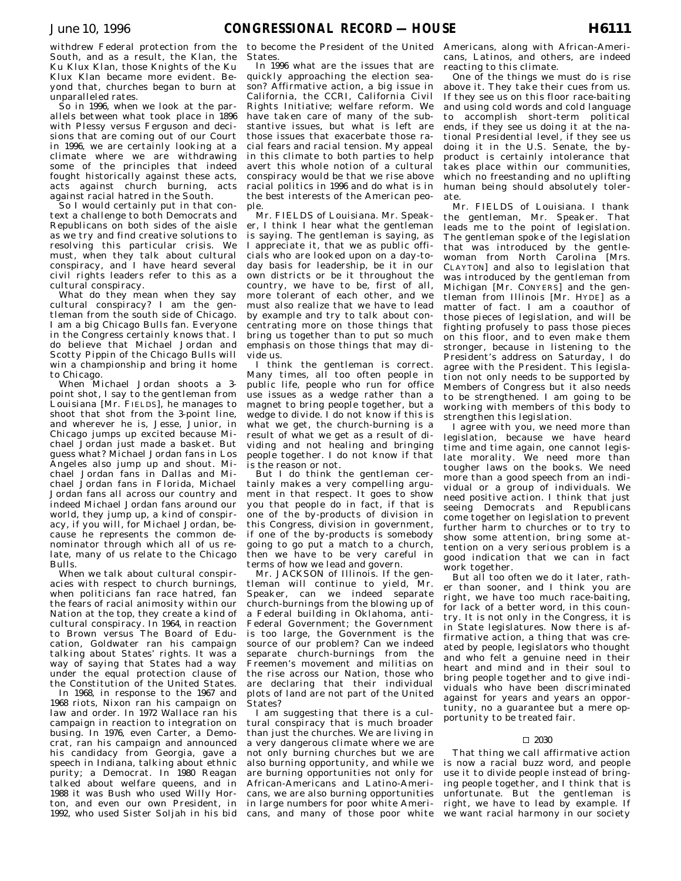withdrew Federal protection from the South, and as a result, the Klan, the Ku Klux Klan, those Knights of the Ku Klux Klan became more evident. Beyond that, churches began to burn at unparalleled rates.

So in 1996, when we look at the parallels between what took place in 1896 with Plessy versus Ferguson and decisions that are coming out of our Court in 1996, we are certainly looking at a climate where we are withdrawing some of the principles that indeed fought historically against these acts, acts against church burning, acts against racial hatred in the South.

So I would certainly put in that context a challenge to both Democrats and Republicans on both sides of the aisle as we try and find creative solutions to resolving this particular crisis. We must, when they talk about cultural conspiracy, and I have heard several civil rights leaders refer to this as a cultural conspiracy.

What do they mean when they say cultural conspiracy? I am the gentleman from the south side of Chicago. I am a big Chicago Bulls fan. Everyone in the Congress certainly knows that. I do believe that Michael Jordan and Scotty Pippin of the Chicago Bulls will win a championship and bring it home to Chicago.

When Michael Jordan shoots a 3-point shot, I say to the gentleman from Louisiana [Mr. FIELDS], he manages to shoot that shot from the 3-point line, and wherever he is, Jesse, Junior, in Chicago jumps up excited because Michael Jordan just made a basket. But guess what? Michael Jordan fans in Los Angeles also jump up and shout. Michael Jordan fans in Dallas and Michael Jordan fans in Florida, Michael Jordan fans all across our country and indeed Michael Jordan fans around our world, they jump up, a kind of conspiracy, if you will, for Michael Jordan, because he represents the common denominator through which all of us relate, many of us relate to the Chicago Bulls.

When we talk about cultural conspiracies with respect to church burnings, when politicians fan race hatred, fan the fears of racial animosity within our Nation at the top, they create a kind of cultural conspiracy. In 1964, in reaction to Brown versus The Board of Education, Goldwater ran his campaign talking about States' rights. It was a way of saying that States had a way under the equal protection clause of the Constitution of the United States.

In 1968, in response to the 1967 and 1968 riots, Nixon ran his campaign on law and order. In 1972 Wallace ran his campaign in reaction to integration on busing. In 1976, even Carter, a Democrat, ran his campaign and announced his candidacy from Georgia, gave a speech in Indiana, talking about ethnic purity; a Democrat. In 1980 Reagan talked about welfare queens, and in 1988 it was Bush who used Willy Horton, and even our own President, in 1992, who used Sister Soljah in his bid to become the President of the United States.

In 1996 what are the issues that are quickly approaching the election season? Affirmative action, a big issue in California, the CCRI, California Civil Rights Initiative; welfare reform. We have taken care of many of the substantive issues, but what is left are those issues that exacerbate those racial fears and racial tension. My appeal in this climate to both parties to help avert this whole notion of a cultural conspiracy would be that we rise above racial politics in 1996 and do what is in the best interests of the American people.

Mr. FIELDS of Louisiana. Mr. Speaker, I think I hear what the gentleman is saying. The gentleman is saying, as I appreciate it, that we as public officials who are looked upon on a day-to-day basis for leadership, be it in our own districts or be it throughout the country, we have to be, first of all, more tolerant of each other, and we must also realize that we have to lead by example and try to talk about concentrating more on those things that bring us together than to put so much emphasis on those things that may divide us.

I think the gentleman is correct. Many times, all too often people in public life, people who run for office use issues as a wedge rather than a magnet to bring people together, but a wedge to divide. I do not know if this is what we get, the church-burning is a result of what we get as a result of dividing and not healing and bringing people together. I do not know if that is the reason or not.

But I do think the gentleman certainly makes a very compelling argument in that respect. It goes to show you that people do in fact, if that is one of the by-products of division in this Congress, division in government, if one of the by-products is somebody going to go put a match to a church, then we have to be very careful in terms of how we lead and govern.

Mr. JACKSON of Illinois. If the gentleman will continue to yield, Mr. Speaker, can we indeed separate church-burnings from the blowing up of a Federal building in Oklahoma, anti-Federal Government; the Government is too large, the Government is the source of our problem? Can we indeed separate church-burnings from the Freemen's movement and militias on the rise across our Nation, those who are declaring that their individual plots of land are not part of the United States?

I am suggesting that there is a cultural conspiracy that is much broader than just the churches. We are living in a very dangerous climate where we are not only burning churches but we are also burning opportunity, and while we are burning opportunities not only for African-Americans and Latino-Americans, we are also burning opportunities in large numbers for poor white Americans, and many of those poor white Americans, along with African-Americans, Latinos, and others, are indeed reacting to this climate.

One of the things we must do is rise above it. They take their cues from us. If they see us on this floor race-baiting and using cold words and cold language to accomplish short-term political ends, if they see us doing it at the national Presidential level, if they see us doing it in the U.S. Senate, the by-product is certainly intolerance that takes place within our communities, which no freestanding and no uplifting human being should absolutely tolerate.

Mr. FIELDS of Louisiana. I thank the gentleman, Mr. Speaker. That leads me to the point of legislation. The gentleman spoke of the legislation that was introduced by the gentlewoman from North Carolina [Mrs. CLAYTON] and also to legislation that was introduced by the gentleman from Michigan [Mr. CONYERS] and the gentleman from Illinois [Mr. HYDE] as a matter of fact. I am a coauthor of those pieces of legislation, and will be fighting profusely to pass those pieces on this floor, and to even make them stronger, because in listening to the President's address on Saturday, I do agree with the President. This legislation not only needs to be supported by Members of Congress but it also needs to be strengthened. I am going to be working with members of this body to strengthen this legislation.

I agree with you, we need more than legislation, because we have heard time and time again, one cannot legislate morality. We need more than tougher laws on the books. We need more than a good speech from an individual or a group of individuals. We need positive action. I think that just seeing Democrats and Republicans come together on legislation to prevent further harm to churches or to try to show some attention, bring some attention on a very serious problem is a good indication that we can in fact work together.

But all too often we do it later, rather than sooner, and I think you are right, we have too much race-baiting, for lack of a better word, in this country. It is not only in the Congress, it is in State legislatures. Now there is affirmative action, a thing that was created by people, legislators who thought and who felt a genuine need in their heart and mind and in their soul to bring people together and to give individuals who have been discriminated against for years and years an opportunity, no a guarantee but a mere opportunity to be treated fair.

□ 2030

That thing we call affirmative action is now a racial buzz word, and people use it to divide people instead of bringing people together, and I think that is unfortunate. But the gentleman is right, we have to lead by example. If we want racial harmony in our society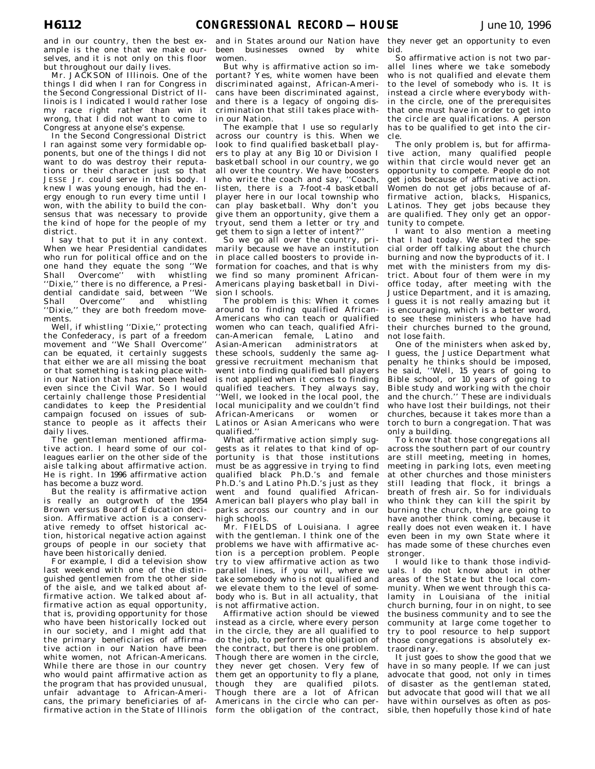and in our country, then the best example is the one that we make ourselves, and it is not only on this floor but throughout our daily lives.

Mr. JACKSON of Illinois. One of the things I did when I ran for Congress in the Second Congressional District of Illinois is I indicated I would rather lose my race right rather than win it wrong, that I did not want to come to Congress at anyone else's expense.

In the Second Congressional District I ran against some very formidable opponents, but one of the things I did not want to do was destroy their reputations or their character just so that JESSE Jr. could serve in this body. I knew I was young enough, had the energy enough to run every time until I won, with the ability to build the consensus that was necessary to provide the kind of hope for the people of my district.

I say that to put it in any context. When we hear Presidential candidates who run for political office and on the one hand they equate the song ''We Shall Overcome'' with whistling ''Dixie,'' there is no difference, a Presidential candidate said, between ''We Shall Overcome'' and whistling ''Dixie,'' they are both freedom movements.

Well, if whistling ''Dixie,'' protecting the Confederacy, is part of a freedom movement and ''We Shall Overcome'' can be equated, it certainly suggests that either we are all missing the boat or that something is taking place within our Nation that has not been healed even since the Civil War. So I would certainly challenge those Presidential candidates to keep the Presidential campaign focused on issues of substance to people as it affects their daily lives.

The gentleman mentioned affirmative action. I heard some of our colleagues earlier on the other side of the aisle talking about affirmative action. He is right. In 1996 affirmative action has become a buzz word.

But the reality is affirmative action is really an outgrowth of the 1954 Brown versus Board of Education decision. Affirmative action is a conservative remedy to offset historical action, historical negative action against groups of people in our society that have been historically denied.

For example, I did a television show last weekend with one of the distinguished gentlemen from the other side of the aisle, and we talked about affirmative action. We talked about affirmative action as equal opportunity, that is, providing opportunity for those who have been historically locked out in our society, and I might add that the primary beneficiaries of affirmative action in our Nation have been white women, not African-Americans. While there are those in our country who would paint affirmative action as the program that has provided unusual, unfair advantage to African-Americans, the primary beneficiaries of affirmative action in the State of Illinois and in States around our Nation have been businesses owned by white women.

But why is affirmative action so important? Yes, white women have been discriminated against, African-Americans have been discriminated against, and there is a legacy of ongoing discrimination that still takes place within our Nation.

The example that I use so regularly across our country is this. When we look to find qualified basketball players to play at any Big 10 or Division I basketball school in our country, we go all over the country. We have boosters who write the coach and say, ''Coach, listen, there is a 7-foot-4 basketball player here in our local township who can play basketball. Why don't you give them an opportunity, give them a tryout, send them a letter or try and get them to sign a letter of intent?''

So we go all over the country, primarily because we have an institution in place called boosters to provide information for coaches, and that is why we find so many prominent African-Americans playing basketball in Division I schools.

The problem is this: When it comes around to finding qualified African-Americans who can teach or qualified women who can teach, qualified African-American female, Latino and Asian-American administrators at these schools, suddenly the same aggressive recruitment mechanism that went into finding qualified ball players is not applied when it comes to finding qualified teachers. They always say, ''Well, we looked in the local pool, the local municipality and we couldn't find African-Americans or women or Latinos or Asian Americans who were qualified.''

What affirmative action simply suggests as it relates to that kind of opportunity is that those institutions must be as aggressive in trying to find qualified black Ph.D.'s and female Ph.D.'s and Latino Ph.D.'s just as they went and found qualified African-American ball players who play ball in parks across our country and in our high schools.

Mr. FIELDS of Louisiana. I agree with the gentleman. I think one of the problems we have with affirmative action is a perception problem. People try to view affirmative action as two parallel lines, if you will, where we take somebody who is not qualified and we elevate them to the level of somebody who is. But in all actuality, that is not affirmative action.

Affirmative action should be viewed instead as a circle, where every person in the circle, they are all qualified to do the job, to perform the obligation of the contract, but there is one problem. Though there are women in the circle, they never get chosen. Very few of them get an opportunity to fly a plane, though they are qualified pilots. Though there are a lot of African Americans in the circle who can perform the obligation of the contract, they never get an opportunity to even bid.

So affirmative action is not two parallel lines where we take somebody who is not qualified and elevate them to the level of somebody who is. It is instead a circle where everybody within the circle, one of the prerequisites that one must have in order to get into the circle are qualifications. A person has to be qualified to get into the circle.

The only problem is, but for affirmative action, many qualified people within that circle would never get an opportunity to compete. People do not get jobs because of affirmative action. Women do not get jobs because of affirmative action, blacks, Hispanics, Latinos. They get jobs because they are qualified. They only get an opportunity to compete.

I want to also mention a meeting that I had today. We started the special order off talking about the church burning and now the byproducts of it. I met with the ministers from my district. About four of them were in my office today, after meeting with the Justice Department, and it is amazing, I guess it is not really amazing but it is encouraging, which is a better word, to see these ministers who have had their churches burned to the ground, not lose faith.

One of the ministers when asked by, I guess, the Justice Department what penalty he thinks should be imposed, he said, ''Well, 15 years of going to Bible school, or 10 years of going to Bible study and working with the choir and the church.'' These are individuals who have lost their buildings, not their churches, because it takes more than a torch to burn a congregation. That was only a building.

To know that those congregations all across the southern part of our country are still meeting, meeting in homes, meeting in parking lots, even meeting at other churches and those ministers still leading that flock, it brings a breath of fresh air. So for individuals who think they can kill the spirit by burning the church, they are going to have another think coming, because it really does not even weaken it. I have even been in my own State where it has made some of these churches even stronger.

I would like to thank those individuals. I do not know about in other areas of the State but the local community. When we went through this calamity in Louisiana of the initial church burning, four in on night, to see the business community and to see the community at large come together to try to pool resource to help support those congregations is absolutely extraordinary.

It just goes to show the good that we have in so many people. If we can just advocate that good, not only in times of disaster as the gentleman stated, but advocate that good will that we all have within ourselves as often as possible, then hopefully those kind of hate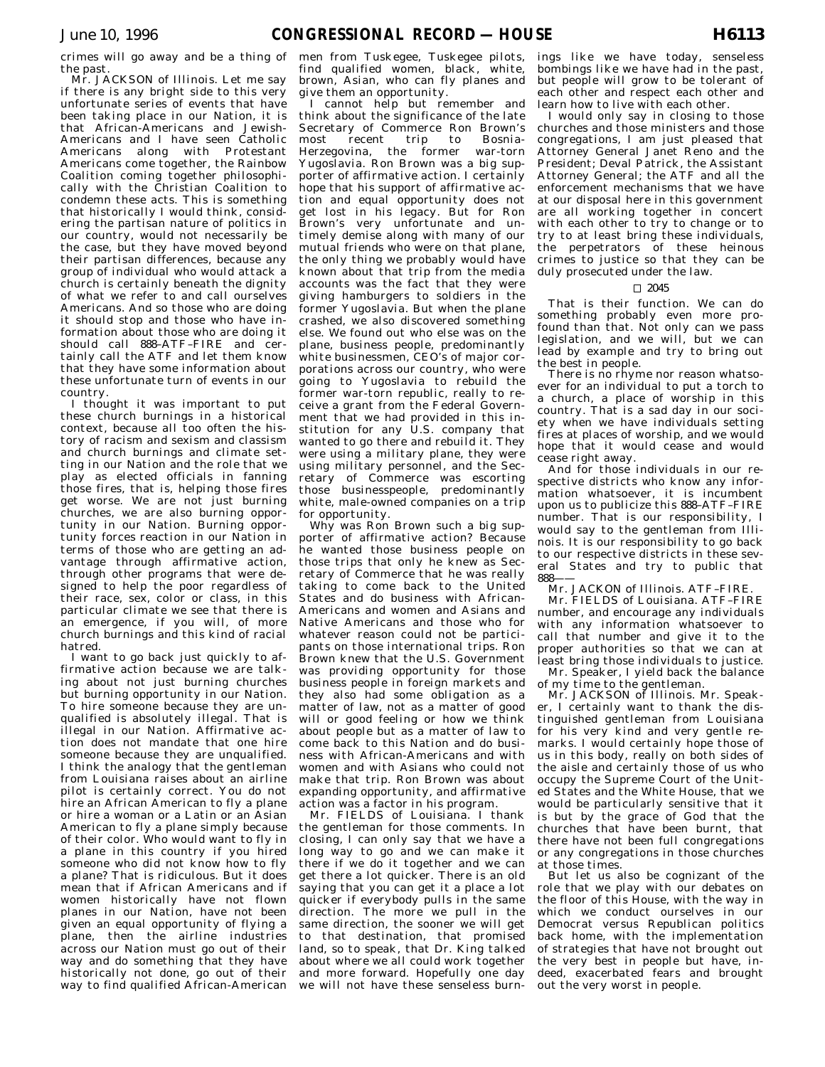crimes will go away and be a thing of the past.

Mr. JACKSON of Illinois. Let me say if there is any bright side to this very unfortunate series of events that have been taking place in our Nation, it is that African-Americans and Jewish-Americans and I have seen Catholic Americans along with Protestant Americans come together, the Rainbow Coalition coming together philosophically with the Christian Coalition to condemn these acts. This is something that historically I would think, considering the partisan nature of politics in our country, would not necessarily be the case, but they have moved beyond their partisan differences, because any group of individual who would attack a church is certainly beneath the dignity of what we refer to and call ourselves Americans. And so those who are doing it should stop and those who have information about those who are doing it should call 888–ATF–FIRE and certainly call the ATF and let them know that they have some information about these unfortunate turn of events in our country.

I thought it was important to put these church burnings in a historical context, because all too often the history of racism and sexism and classism and church burnings and climate setting in our Nation and the role that we play as elected officials in fanning those fires, that is, helping those fires get worse. We are not just burning churches, we are also burning opportunity in our Nation. Burning opportunity forces reaction in our Nation in terms of those who are getting an advantage through affirmative action, through other programs that were designed to help the poor regardless of their race, sex, color or class, in this particular climate we see that there is an emergence, if you will, of more church burnings and this kind of racial hatred.

I want to go back just quickly to affirmative action because we are talking about not just burning churches but burning opportunity in our Nation. To hire someone because they are unqualified is absolutely illegal. That is illegal in our Nation. Affirmative action does not mandate that one hire someone because they are unqualified. I think the analogy that the gentleman from Louisiana raises about an airline pilot is certainly correct. You do not hire an African American to fly a plane or hire a woman or a Latin or an Asian American to fly a plane simply because of their color. Who would want to fly in a plane in this country if you hired someone who did not know how to fly a plane? That is ridiculous. But it does mean that if African Americans and if women historically have not flown planes in our Nation, have not been given an equal opportunity of flying a plane, then the airline industries across our Nation must go out of their way and do something that they have historically not done, go out of their way to find qualified African-American men from Tuskegee, Tuskegee pilots, find qualified women, black, white, brown, Asian, who can fly planes and give them an opportunity.

I cannot help but remember and think about the significance of the late Secretary of Commerce Ron Brown's most recent trip to Bosnia-Herzegovina, the former war-torn Yugoslavia. Ron Brown was a big supporter of affirmative action. I certainly hope that his support of affirmative action and equal opportunity does not get lost in his legacy. But for Ron Brown's very unfortunate and untimely demise along with many of our mutual friends who were on that plane, the only thing we probably would have known about that trip from the media accounts was the fact that they were giving hamburgers to soldiers in the former Yugoslavia. But when the plane crashed, we also discovered something else. We found out who else was on the plane, business people, predominantly white businessmen, CEO's of major corporations across our country, who were going to Yugoslavia to rebuild the former war-torn republic, really to receive a grant from the Federal Government that we had provided in this institution for any U.S. company that wanted to go there and rebuild it. They were using a military plane, they were using military personnel, and the Secretary of Commerce was escorting those businesspeople, predominantly white, male-owned companies on a trip for opportunity.

Why was Ron Brown such a big supporter of affirmative action? Because he wanted those business people on those trips that only he knew as Secretary of Commerce that he was really taking to come back to the United States and do business with African-Americans and women and Asians and Native Americans and those who for whatever reason could not be participants on those international trips. Ron Brown knew that the U.S. Government was providing opportunity for those business people in foreign markets and they also had some obligation as a matter of law, not as a matter of good will or good feeling or how we think about people but as a matter of law to come back to this Nation and do business with African-Americans and with women and with Asians who could not make that trip. Ron Brown was about expanding opportunity, and affirmative action was a factor in his program.

Mr. FIELDS of Louisiana. I thank the gentleman for those comments. In closing, I can only say that we have a long way to go and we can make it there if we do it together and we can get there a lot quicker. There is an old saying that you can get it a place a lot quicker if everybody pulls in the same direction. The more we pull in the same direction, the sooner we will get to that destination, that promised land, so to speak, that Dr. King talked about where we all could work together and more forward. Hopefully one day we will not have these senseless burnings like we have today, senseless bombings like we have had in the past, but people will grow to be tolerant of each other and respect each other and learn how to live with each other.

I would only say in closing to those churches and those ministers and those congregations, I am just pleased that Attorney General Janet Reno and the President; Deval Patrick, the Assistant Attorney General; the ATF and all the enforcement mechanisms that we have at our disposal here in this government are all working together in concert with each other to try to change or to try to at least bring these individuals, the perpetrators of these heinous crimes to justice so that they can be duly prosecuted under the law.

□ 2045

That is their function. We can do something probably even more profound than that. Not only can we pass legislation, and we will, but we can lead by example and try to bring out the best in people.

There is no rhyme nor reason whatsoever for an individual to put a torch to a church, a place of worship in this country. That is a sad day in our society when we have individuals setting fires at places of worship, and we would hope that it would cease and would cease right away.

And for those individuals in our respective districts who know any information whatsoever, it is incumbent upon us to publicize this 888–ATF–FIRE number. That is our responsibility, I would say to the gentleman from Illinois. It is our responsibility to go back to our respective districts in these several States and try to public that 888——

Mr. JACKON of Illinois. ATF–FIRE.

Mr. FIELDS of Louisiana. ATF–FIRE number, and encourage any individuals with any information whatsoever to call that number and give it to the proper authorities so that we can at least bring those individuals to justice.

Mr. Speaker, I yield back the balance of my time to the gentleman.

Mr. JACKSON of Illinois. Mr. Speaker, I certainly want to thank the distinguished gentleman from Louisiana for his very kind and very gentle remarks. I would certainly hope those of us in this body, really on both sides of the aisle and certainly those of us who occupy the Supreme Court of the United States and the White House, that we would be particularly sensitive that it is but by the grace of God that the churches that have been burnt, that there have not been full congregations or any congregations in those churches at those times.

But let us also be cognizant of the role that we play with our debates on the floor of this House, with the way in which we conduct ourselves in our Democrat versus Republican politics back home, with the implementation of strategies that have not brought out the very best in people but have, indeed, exacerbated fears and brought out the very worst in people.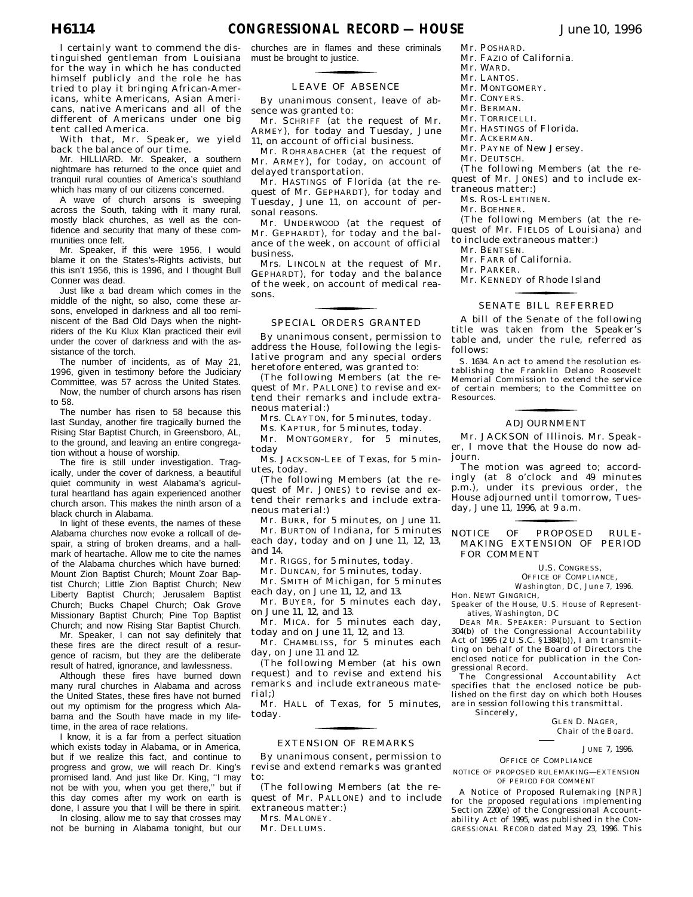I certainly want to commend the distinguished gentleman from Louisiana for the way in which he has conducted himself publicly and the role he has tried to play it bringing African-Americans, white Americans, Asian Americans, native Americans and all of the different of Americans under one big tent called America.

With that, Mr. Speaker, we yield back the balance of our time.

Mr. HILLIARD. Mr. Speaker, a southern nightmare has returned to the once quiet and tranquil rural counties of America's southland which has many of our citizens concerned.

A wave of church arsons is sweeping across the South, taking with it many rural, mostly black churches, as well as the confidence and security that many of these communities once felt.

Mr. Speaker, if this were 1956, I would blame it on the States's-Rights activists, but this isn't 1956, this is 1996, and I thought Bull Conner was dead.

Just like a bad dream which comes in the middle of the night, so also, come these arsons, enveloped in darkness and all too reminiscent of the Bad Old Days when the nightriders of the Ku Klux Klan practiced their evil under the cover of darkness and with the assistance of the torch.

The number of incidents, as of May 21, 1996, given in testimony before the Judiciary Committee, was 57 across the United States.

Now, the number of church arsons has risen to 58.

The number has risen to 58 because this last Sunday, another fire tragically burned the Rising Star Baptist Church, in Greensboro, AL, to the ground, and leaving an entire congregation without a house of worship.

The fire is still under investigation. Tragically, under the cover of darkness, a beautiful quiet community in west Alabama's agricultural heartland has again experienced another church arson. This makes the ninth arson of a black church in Alabama.

In light of these events, the names of these Alabama churches now evoke a rollcall of despair, a string of broken dreams, and a hallmark of heartache. Allow me to cite the names of the Alabama churches which have burned: Mount Zion Baptist Church; Mount Zoar Baptist Church; Little Zion Baptist Church; New Liberty Baptist Church; Jerusalem Baptist Church; Bucks Chapel Church; Oak Grove Missionary Baptist Church; Pine Top Baptist Church; and now Rising Star Baptist Church.

Mr. Speaker, I can not say definitely that these fires are the direct result of a resurgence of racism, but they are the deliberate result of hatred, ignorance, and lawlessness.

Although these fires have burned down many rural churches in Alabama and across the United States, these fires have not burned out my optimism for the progress which Alabama and the South have made in my lifetime, in the area of race relations.

I know, it is a far from a perfect situation which exists today in Alabama, or in America, but if we realize this fact, and continue to progress and grow, we will reach Dr. King's promised land. And just like Dr. King, "I may not be with you, when you get there," but if this day comes after my work on earth is done, I assure you that I will be there in spirit.

In closing, allow me to say that crosses may not be burning in Alabama tonight, but our churches are in flames and these criminals must be brought to justice.

## LEAVE OF ABSENCE

By unanimous consent, leave of absence was granted to:

Mr. SCHRIFF (at the request of Mr. ARMEY), for today and Tuesday, June 11, on account of official business.

Mr. ROHRABACHER (at the request of Mr. ARMEY), for today, on account of delayed transportation.

Mr. HASTINGS of Florida (at the request of Mr. GEPHARDT), for today and Tuesday, June 11, on account of personal reasons.

Mr. UNDERWOOD (at the request of Mr. GEPHARDT), for today and the balance of the week, on account of official business.

Mrs. LINCOLN at the request of Mr. GEPHARDT), for today and the balance of the week, on account of medical reasons.

## SPECIAL ORDERS GRANTED

By unanimous consent, permission to address the House, following the legislative program and any special orders heretofore entered, was granted to:

(The following Members (at the request of Mr. PALLONE) to revise and extend their remarks and include extraneous material:)

Mrs. CLAYTON, for 5 minutes, today.

Ms. KAPTUR, for 5 minutes, today.

Mr. MONTGOMERY, for 5 minutes, today

Ms. JACKSON-LEE of Texas, for 5 minutes, today.

(The following Members (at the request of Mr. JONES) to revise and extend their remarks and include extraneous material:)

Mr. BURR, for 5 minutes, on June 11.

Mr. BURTON of Indiana, for 5 minutes each day, today and on June 11, 12, 13, and 14.

Mr. RIGGS, for 5 minutes, today.

Mr. DUNCAN, for 5 minutes, today.

Mr. SMITH of Michigan, for 5 minutes each day, on June 11, 12, and 13.

Mr. BUYER, for 5 minutes each day, on June 11, 12, and 13.

Mr. MICA. for 5 minutes each day, today and on June 11, 12, and 13.

Mr. CHAMBLISS, for 5 minutes each day, on June 11 and 12.

(The following Member (at his own request) and to revise and extend his remarks and include extraneous material;)

Mr. HALL of Texas, for 5 minutes, today.

## EXTENSION OF REMARKS

By unanimous consent, permission to revise and extend remarks was granted to:

(The following Members (at the request of Mr. PALLONE) and to include extraneous matter:)

Mrs. MALONEY.

Mr. DELLUMS.

Mr. POSHARD.

Mr. FAZIO of California.

Mr. WARD.

Mr. LANTOS.

Mr. MONTGOMERY.

Mr. CONYERS.

Mr. BERMAN.

Mr. TORRICELLI.

Mr. HASTINGS of Florida.

Mr. ACKERMAN.

Mr. PAYNE of New Jersey.

Mr. DEUTSCH.

(The following Members (at the request of Mr. JONES) and to include extraneous matter:)

Ms. ROS-LEHTINEN.

Mr. BOEHNER.

(The following Members (at the request of Mr. FIELDS of Louisiana) and to include extraneous matter:)

Mr. BENTSEN.

Mr. FARR of California.

Mr. PARKER.

Mr. KENNEDY of Rhode Island

## SENATE BILL REFERRED

A bill of the Senate of the following title was taken from the Speaker's table and, under the rule, referred as follows:

S. 1634. An act to amend the resolution establishing the Franklin Delano Roosevelt Memorial Commission to extend the service of certain members; to the Committee on Resources.

## ADJOURNMENT

Mr. JACKSON of Illinois. Mr. Speaker, I move that the House do now adjourn.

The motion was agreed to; accordingly (at 8 o'clock and 49 minutes p.m.), under its previous order, the House adjourned until tomorrow, Tuesday, June 11, 1996, at 9 a.m.

## NOTICE OF PROPOSED RULE-MAKING EXTENSION OF PERIOD FOR COMMENT

U.S. CONGRESS,
OFFICE OF COMPLIANCE,
*Washington, DC, June 7, 1996.*

Hon. NEWT GINGRICH,
*Speaker of the House, U.S. House of Representatives, Washington, DC*

DEAR MR. SPEAKER: Pursuant to Section 304(b) of the Congressional Accountability Act of 1995 (2 U.S.C. §1384(b)), I am transmitting on behalf of the Board of Directors the enclosed notice for publication in the Congressional Record.

The Congressional Accountability Act specifies that the enclosed notice be published on the first day on which both Houses are in session following this transmittal.

Sincerely,

GLEN D. NAGER,
*Chair of the Board.*

JUNE 7, 1996.

OFFICE OF COMPLIANCE

NOTICE OF PROPOSED RULEMAKING—EXTENSION OF PERIOD FOR COMMENT

A Notice of Proposed Rulemaking [NPR] for the proposed regulations implementing Section 220(e) of the Congressional Accountability Act of 1995, was published in the CONGRESSIONAL RECORD dated May 23, 1996. This